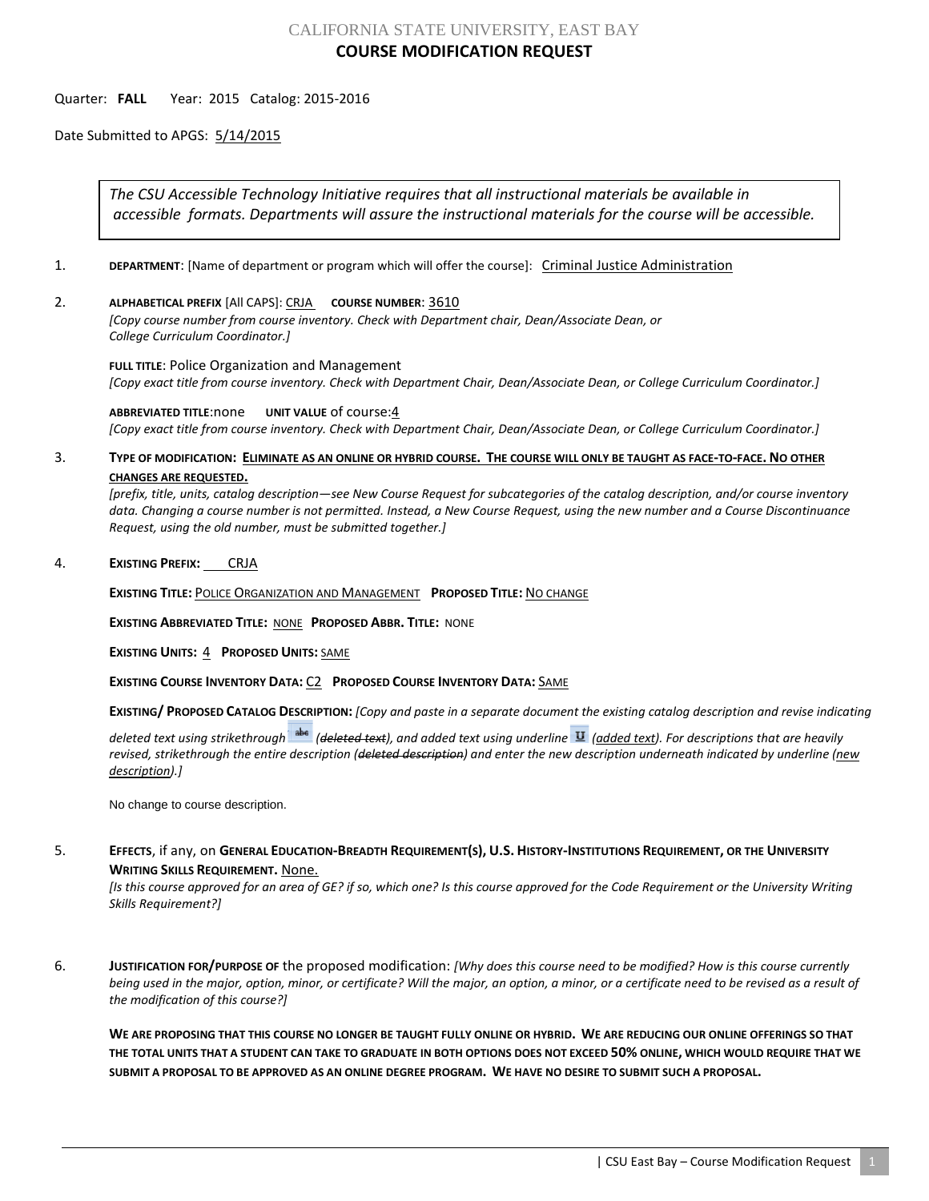CALIFORNIA STATE UNIVERSITY, EAST BAY

# COURSE MODIFICATION REQUEST

Quarter: **FALL** Year: 2015 Catalog: 2015-2016

Date Submitted to APGS: 5/14/2015

> *The CSU Accessible Technology Initiative requires that all instructional materials be available in accessible formats. Departments will assure the instructional materials for the course will be accessible.*

1. **DEPARTMENT**: [Name of department or program which will offer the course]: Criminal Justice Administration

2. **ALPHABETICAL PREFIX** [All CAPS]: CRJA **COURSE NUMBER**: 3610
   *[Copy course number from course inventory. Check with Department chair, Dean/Associate Dean, or College Curriculum Coordinator.]*

   **FULL TITLE**: Police Organization and Management
   *[Copy exact title from course inventory. Check with Department Chair, Dean/Associate Dean, or College Curriculum Coordinator.]*

   **ABBREVIATED TITLE**:none **UNIT VALUE** of course:4
   *[Copy exact title from course inventory. Check with Department Chair, Dean/Associate Dean, or College Curriculum Coordinator.]*

3. **TYPE OF MODIFICATION: ELIMINATE AS AN ONLINE OR HYBRID COURSE. THE COURSE WILL ONLY BE TAUGHT AS FACE-TO-FACE. NO OTHER CHANGES ARE REQUESTED.**
   *[prefix, title, units, catalog description—see New Course Request for subcategories of the catalog description, and/or course inventory data. Changing a course number is not permitted. Instead, a New Course Request, using the new number and a Course Discontinuance Request, using the old number, must be submitted together.]*

4. **EXISTING PREFIX:** CRJA

   **EXISTING TITLE:** POLICE ORGANIZATION AND MANAGEMENT **PROPOSED TITLE:** NO CHANGE

   **EXISTING ABBREVIATED TITLE:** NONE **PROPOSED ABBR. TITLE:** NONE

   **EXISTING UNITS:** 4 **PROPOSED UNITS:** SAME

   **EXISTING COURSE INVENTORY DATA:** C2 **PROPOSED COURSE INVENTORY DATA:** SAME

   **EXISTING/ PROPOSED CATALOG DESCRIPTION:** *[Copy and paste in a separate document the existing catalog description and revise indicating deleted text using strikethrough (~~deleted text~~), and added text using underline (<u>added text</u>). For descriptions that are heavily revised, strikethrough the entire description (~~deleted description~~) and enter the new description underneath indicated by underline (<u>new description</u>).]*

   No change to course description.

5. **EFFECTS**, if any, on **GENERAL EDUCATION-BREADTH REQUIREMENT(S), U.S. HISTORY-INSTITUTIONS REQUIREMENT, OR THE UNIVERSITY WRITING SKILLS REQUIREMENT.** None.
   *[Is this course approved for an area of GE? if so, which one? Is this course approved for the Code Requirement or the University Writing Skills Requirement?]*

6. **JUSTIFICATION FOR/PURPOSE OF** the proposed modification: *[Why does this course need to be modified? How is this course currently being used in the major, option, minor, or certificate? Will the major, an option, a minor, or a certificate need to be revised as a result of the modification of this course?]*

   **WE ARE PROPOSING THAT THIS COURSE NO LONGER BE TAUGHT FULLY ONLINE OR HYBRID. WE ARE REDUCING OUR ONLINE OFFERINGS SO THAT THE TOTAL UNITS THAT A STUDENT CAN TAKE TO GRADUATE IN BOTH OPTIONS DOES NOT EXCEED 50% ONLINE, WHICH WOULD REQUIRE THAT WE SUBMIT A PROPOSAL TO BE APPROVED AS AN ONLINE DEGREE PROGRAM. WE HAVE NO DESIRE TO SUBMIT SUCH A PROPOSAL.**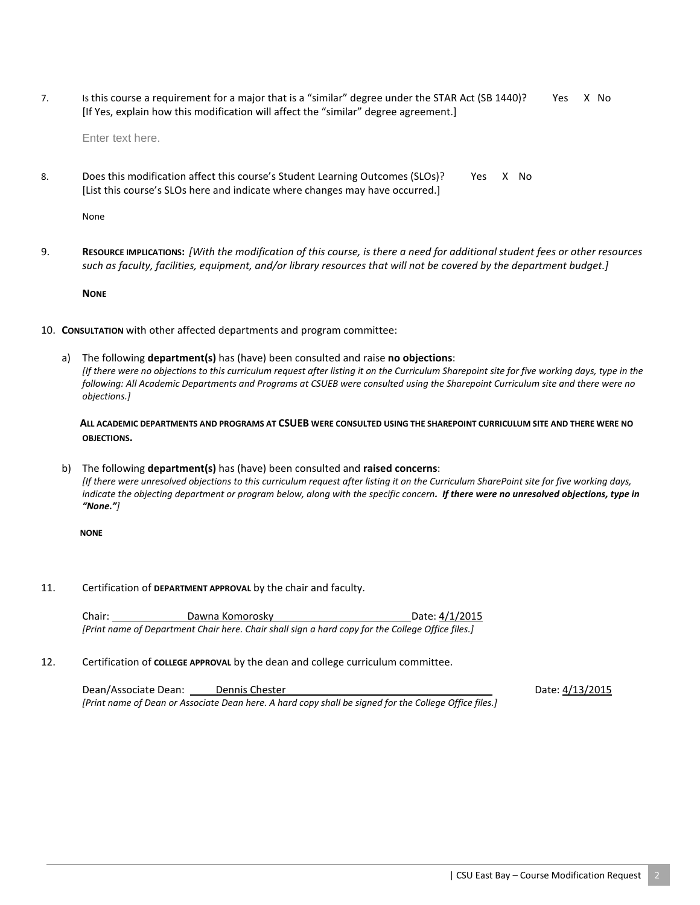7. Is this course a requirement for a major that is a "similar" degree under the STAR Act (SB 1440)? Yes X No
   [If Yes, explain how this modification will affect the "similar" degree agreement.]

   Enter text here.

8. Does this modification affect this course's Student Learning Outcomes (SLOs)? Yes X No
   [List this course's SLOs here and indicate where changes may have occurred.]

   None

9. **RESOURCE IMPLICATIONS:** *[With the modification of this course, is there a need for additional student fees or other resources such as faculty, facilities, equipment, and/or library resources that will not be covered by the department budget.]*

   **NONE**

10. **CONSULTATION** with other affected departments and program committee:

    a) The following **department(s)** has (have) been consulted and raise **no objections**:
    *[If there were no objections to this curriculum request after listing it on the Curriculum Sharepoint site for five working days, type in the following: All Academic Departments and Programs at CSUEB were consulted using the Sharepoint Curriculum site and there were no objections.]*

    **ALL ACADEMIC DEPARTMENTS AND PROGRAMS AT CSUEB WERE CONSULTED USING THE SHAREPOINT CURRICULUM SITE AND THERE WERE NO OBJECTIONS.**

    b) The following **department(s)** has (have) been consulted and **raised concerns**:
    *[If there were unresolved objections to this curriculum request after listing it on the Curriculum SharePoint site for five working days, indicate the objecting department or program below, along with the specific concern. **If there were no unresolved objections, type in "None."**]*

    **NONE**

11. Certification of **DEPARTMENT APPROVAL** by the chair and faculty.

    Chair: Dawna Komorosky Date: 4/1/2015
    *[Print name of Department Chair here. Chair shall sign a hard copy for the College Office files.]*

12. Certification of **COLLEGE APPROVAL** by the dean and college curriculum committee.

    Dean/Associate Dean: Dennis Chester Date: 4/13/2015
    *[Print name of Dean or Associate Dean here. A hard copy shall be signed for the College Office files.]*